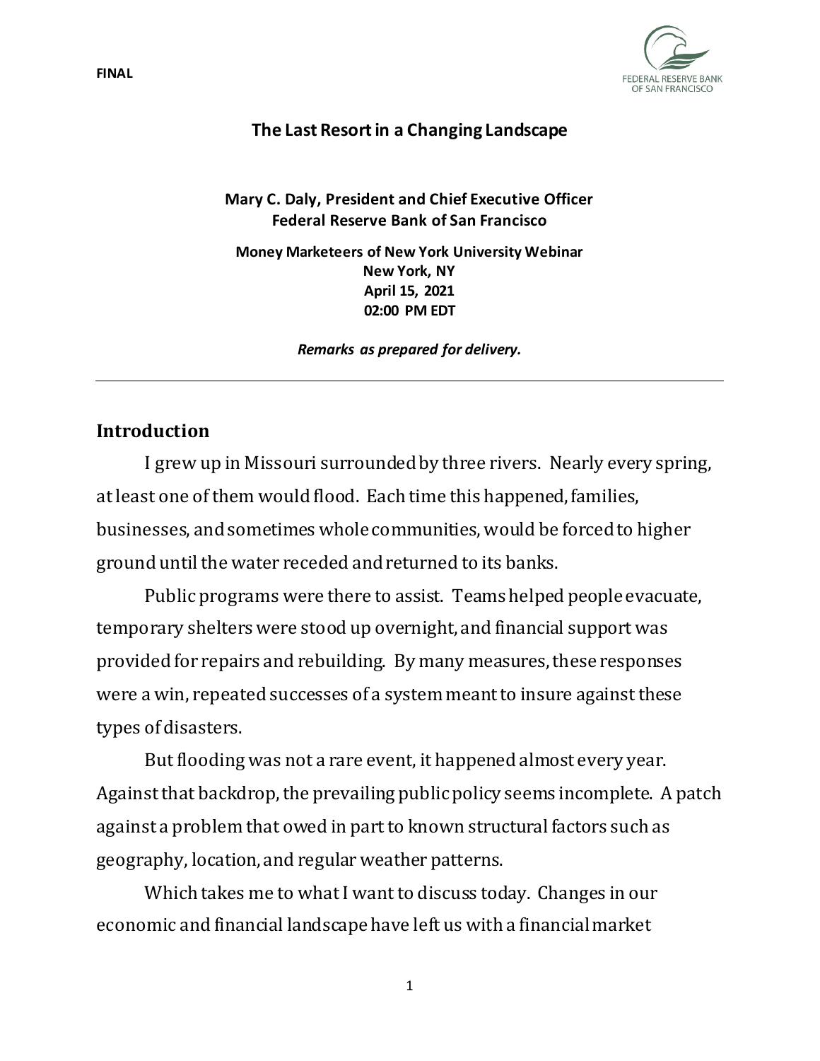FINAL

# The Last Resort in a Changing Landscape

**Mary C. Daly, President and Chief Executive Officer**
**Federal Reserve Bank of San Francisco**

**Money Marketeers of New York University Webinar**
**New York, NY**
**April 15, 2021**
**02:00 PM EDT**

***Remarks as prepared for delivery.***

---

## Introduction

I grew up in Missouri surrounded by three rivers. Nearly every spring, at least one of them would flood. Each time this happened, families, businesses, and sometimes whole communities, would be forced to higher ground until the water receded and returned to its banks.

Public programs were there to assist. Teams helped people evacuate, temporary shelters were stood up overnight, and financial support was provided for repairs and rebuilding. By many measures, these responses were a win, repeated successes of a system meant to insure against these types of disasters.

But flooding was not a rare event, it happened almost every year. Against that backdrop, the prevailing public policy seems incomplete. A patch against a problem that owed in part to known structural factors such as geography, location, and regular weather patterns.

Which takes me to what I want to discuss today. Changes in our economic and financial landscape have left us with a financial market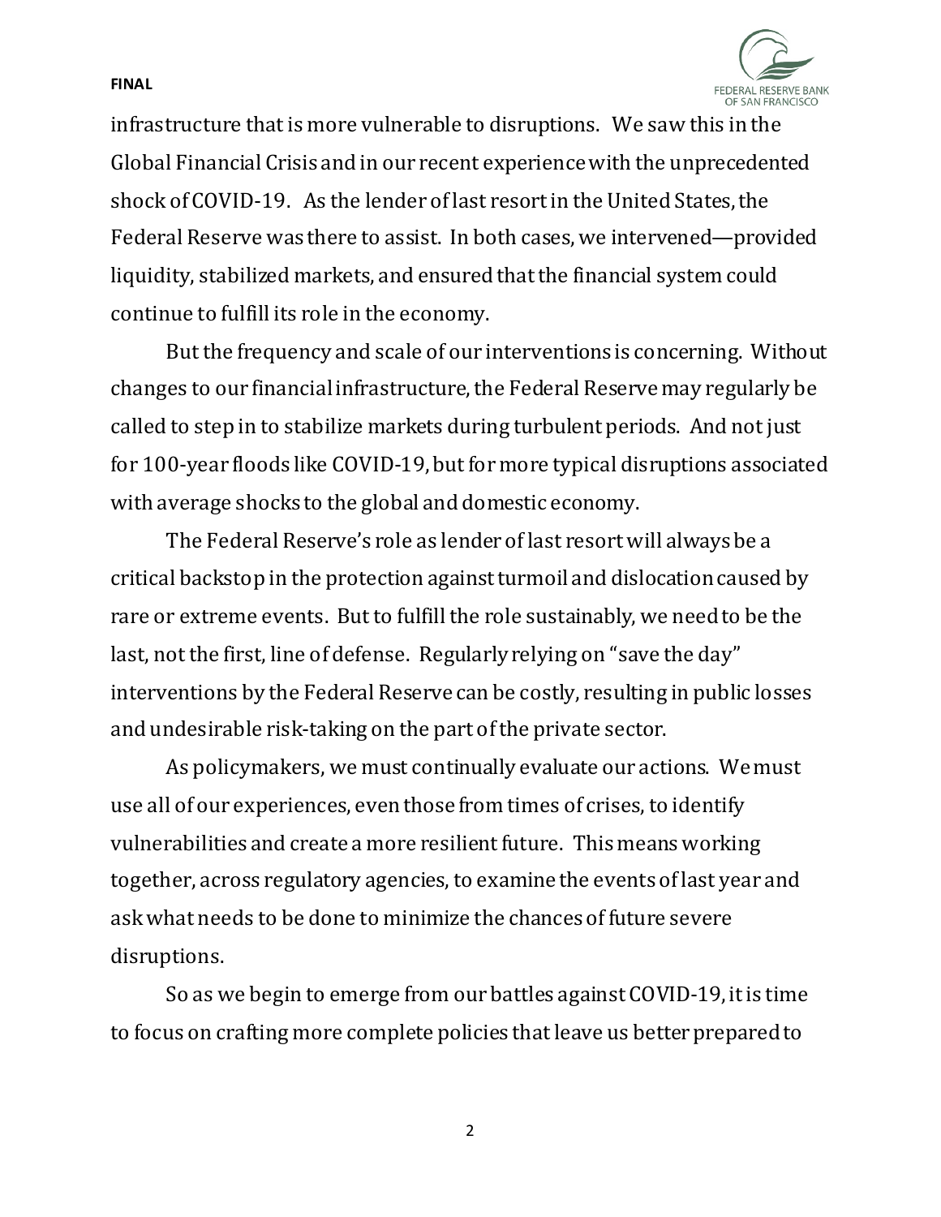infrastructure that is more vulnerable to disruptions. We saw this in the Global Financial Crisis and in our recent experience with the unprecedented shock of COVID-19. As the lender of last resort in the United States, the Federal Reserve was there to assist. In both cases, we intervened—provided liquidity, stabilized markets, and ensured that the financial system could continue to fulfill its role in the economy.

But the frequency and scale of our interventions is concerning. Without changes to our financial infrastructure, the Federal Reserve may regularly be called to step in to stabilize markets during turbulent periods. And not just for 100-year floods like COVID-19, but for more typical disruptions associated with average shocks to the global and domestic economy.

The Federal Reserve's role as lender of last resort will always be a critical backstop in the protection against turmoil and dislocation caused by rare or extreme events. But to fulfill the role sustainably, we need to be the last, not the first, line of defense. Regularly relying on "save the day" interventions by the Federal Reserve can be costly, resulting in public losses and undesirable risk-taking on the part of the private sector.

As policymakers, we must continually evaluate our actions. We must use all of our experiences, even those from times of crises, to identify vulnerabilities and create a more resilient future. This means working together, across regulatory agencies, to examine the events of last year and ask what needs to be done to minimize the chances of future severe disruptions.

So as we begin to emerge from our battles against COVID-19, it is time to focus on crafting more complete policies that leave us better prepared to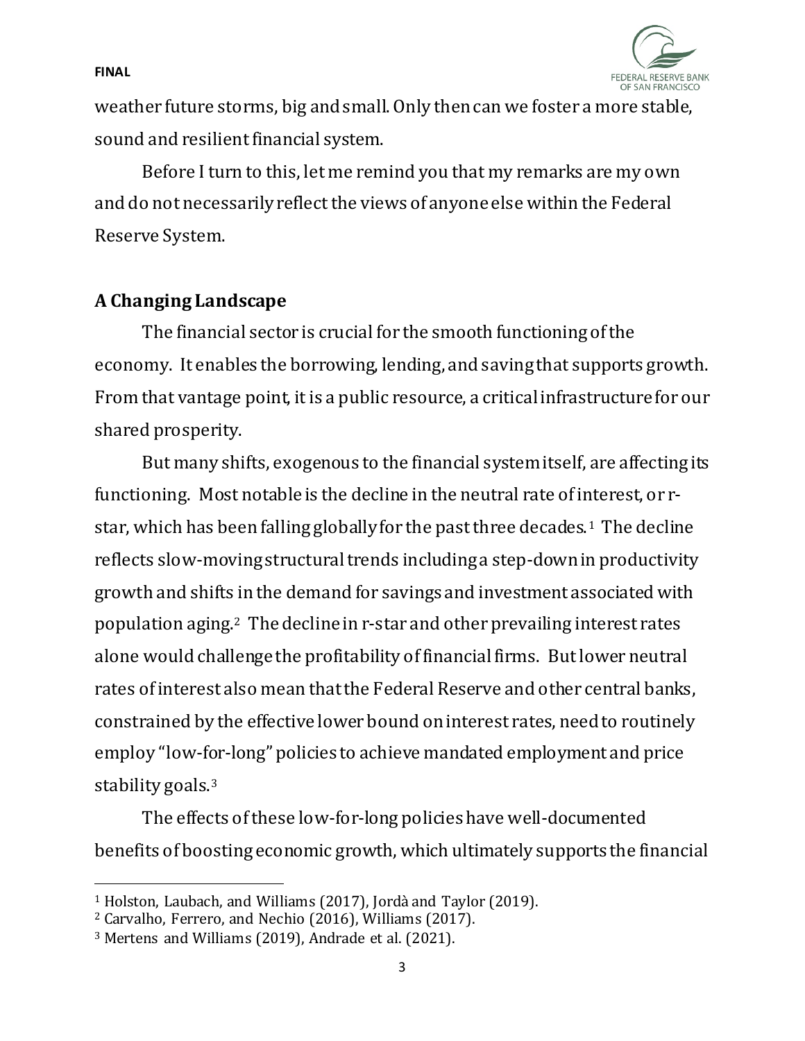weather future storms, big and small. Only then can we foster a more stable, sound and resilient financial system.

Before I turn to this, let me remind you that my remarks are my own and do not necessarily reflect the views of anyone else within the Federal Reserve System.

## A Changing Landscape

The financial sector is crucial for the smooth functioning of the economy. It enables the borrowing, lending, and saving that supports growth. From that vantage point, it is a public resource, a critical infrastructure for our shared prosperity.

But many shifts, exogenous to the financial system itself, are affecting its functioning. Most notable is the decline in the neutral rate of interest, or r-star, which has been falling globally for the past three decades.[1] The decline reflects slow-moving structural trends including a step-down in productivity growth and shifts in the demand for savings and investment associated with population aging.[2] The decline in r-star and other prevailing interest rates alone would challenge the profitability of financial firms. But lower neutral rates of interest also mean that the Federal Reserve and other central banks, constrained by the effective lower bound on interest rates, need to routinely employ "low-for-long" policies to achieve mandated employment and price stability goals.[3]

The effects of these low-for-long policies have well-documented benefits of boosting economic growth, which ultimately supports the financial

---

[1] Holston, Laubach, and Williams (2017), Jordà and Taylor (2019).

[2] Carvalho, Ferrero, and Nechio (2016), Williams (2017).

[3] Mertens and Williams (2019), Andrade et al. (2021).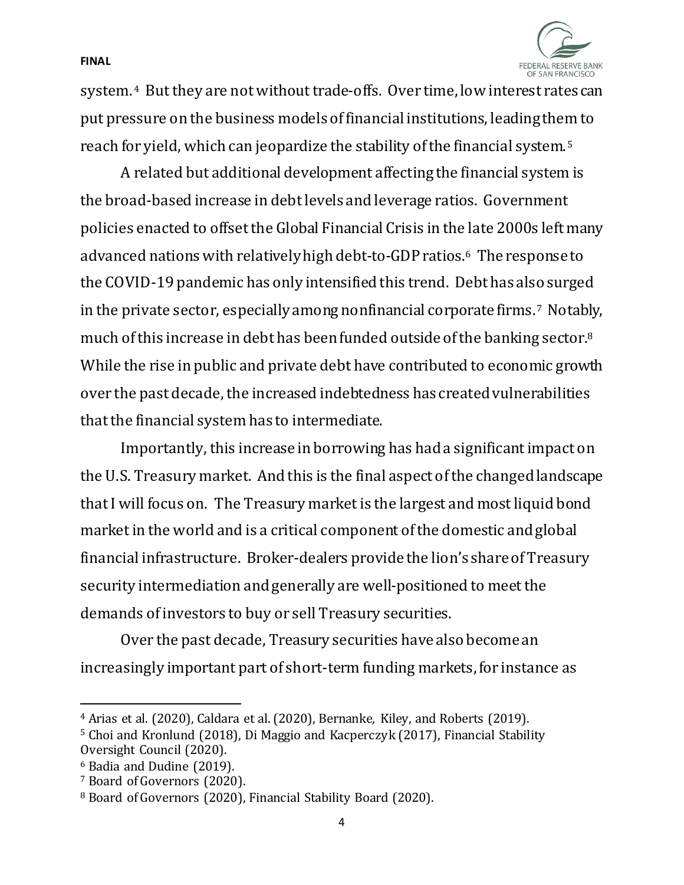system.[4] But they are not without trade-offs. Over time, low interest rates can put pressure on the business models of financial institutions, leading them to reach for yield, which can jeopardize the stability of the financial system.[5]

A related but additional development affecting the financial system is the broad-based increase in debt levels and leverage ratios. Government policies enacted to offset the Global Financial Crisis in the late 2000s left many advanced nations with relatively high debt-to-GDP ratios.[6] The response to the COVID-19 pandemic has only intensified this trend. Debt has also surged in the private sector, especially among nonfinancial corporate firms.[7] Notably, much of this increase in debt has been funded outside of the banking sector.[8] While the rise in public and private debt have contributed to economic growth over the past decade, the increased indebtedness has created vulnerabilities that the financial system has to intermediate.

Importantly, this increase in borrowing has had a significant impact on the U.S. Treasury market. And this is the final aspect of the changed landscape that I will focus on. The Treasury market is the largest and most liquid bond market in the world and is a critical component of the domestic and global financial infrastructure. Broker-dealers provide the lion's share of Treasury security intermediation and generally are well-positioned to meet the demands of investors to buy or sell Treasury securities.

Over the past decade, Treasury securities have also become an increasingly important part of short-term funding markets, for instance as

---

[4] Arias et al. (2020), Caldara et al. (2020), Bernanke, Kiley, and Roberts (2019).

[5] Choi and Kronlund (2018), Di Maggio and Kacperczyk (2017), Financial Stability Oversight Council (2020).

[6] Badia and Dudine (2019).

[7] Board of Governors (2020).

[8] Board of Governors (2020), Financial Stability Board (2020).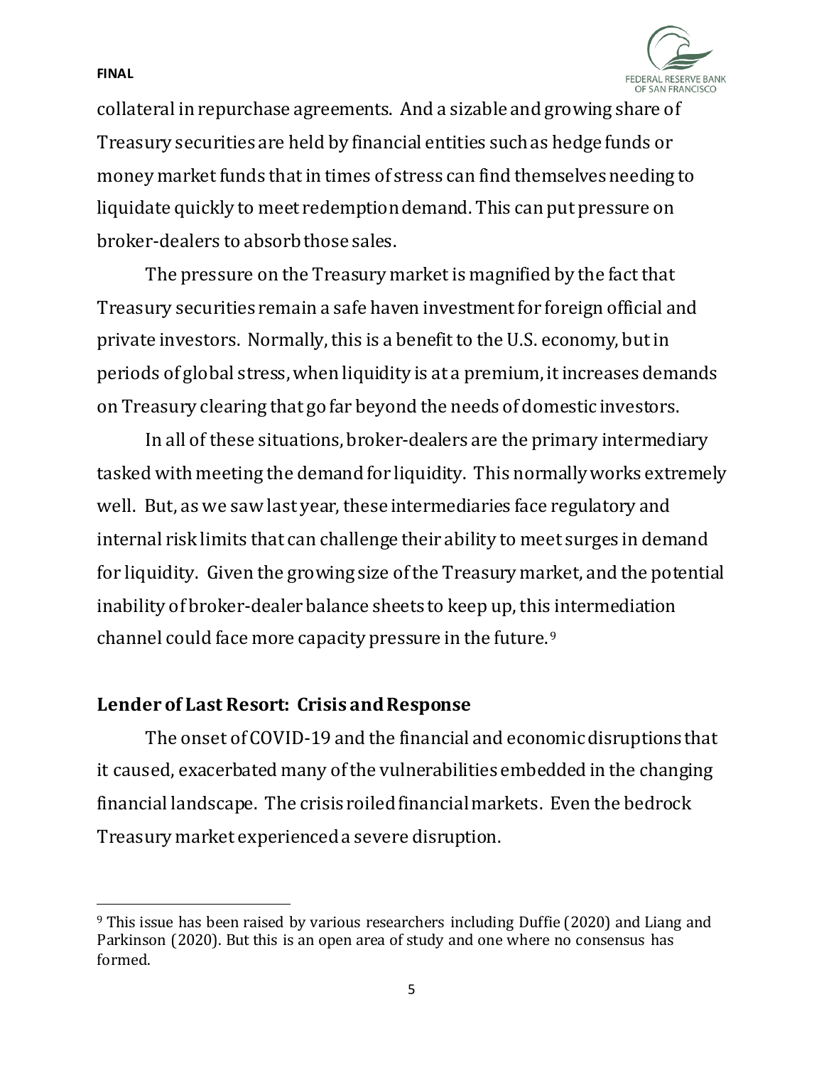collateral in repurchase agreements. And a sizable and growing share of Treasury securities are held by financial entities such as hedge funds or money market funds that in times of stress can find themselves needing to liquidate quickly to meet redemption demand. This can put pressure on broker-dealers to absorb those sales.

The pressure on the Treasury market is magnified by the fact that Treasury securities remain a safe haven investment for foreign official and private investors. Normally, this is a benefit to the U.S. economy, but in periods of global stress, when liquidity is at a premium, it increases demands on Treasury clearing that go far beyond the needs of domestic investors.

In all of these situations, broker-dealers are the primary intermediary tasked with meeting the demand for liquidity. This normally works extremely well. But, as we saw last year, these intermediaries face regulatory and internal risk limits that can challenge their ability to meet surges in demand for liquidity. Given the growing size of the Treasury market, and the potential inability of broker-dealer balance sheets to keep up, this intermediation channel could face more capacity pressure in the future.[9]

## Lender of Last Resort: Crisis and Response

The onset of COVID-19 and the financial and economic disruptions that it caused, exacerbated many of the vulnerabilities embedded in the changing financial landscape. The crisis roiled financial markets. Even the bedrock Treasury market experienced a severe disruption.

---

[9] This issue has been raised by various researchers including Duffie (2020) and Liang and Parkinson (2020). But this is an open area of study and one where no consensus has formed.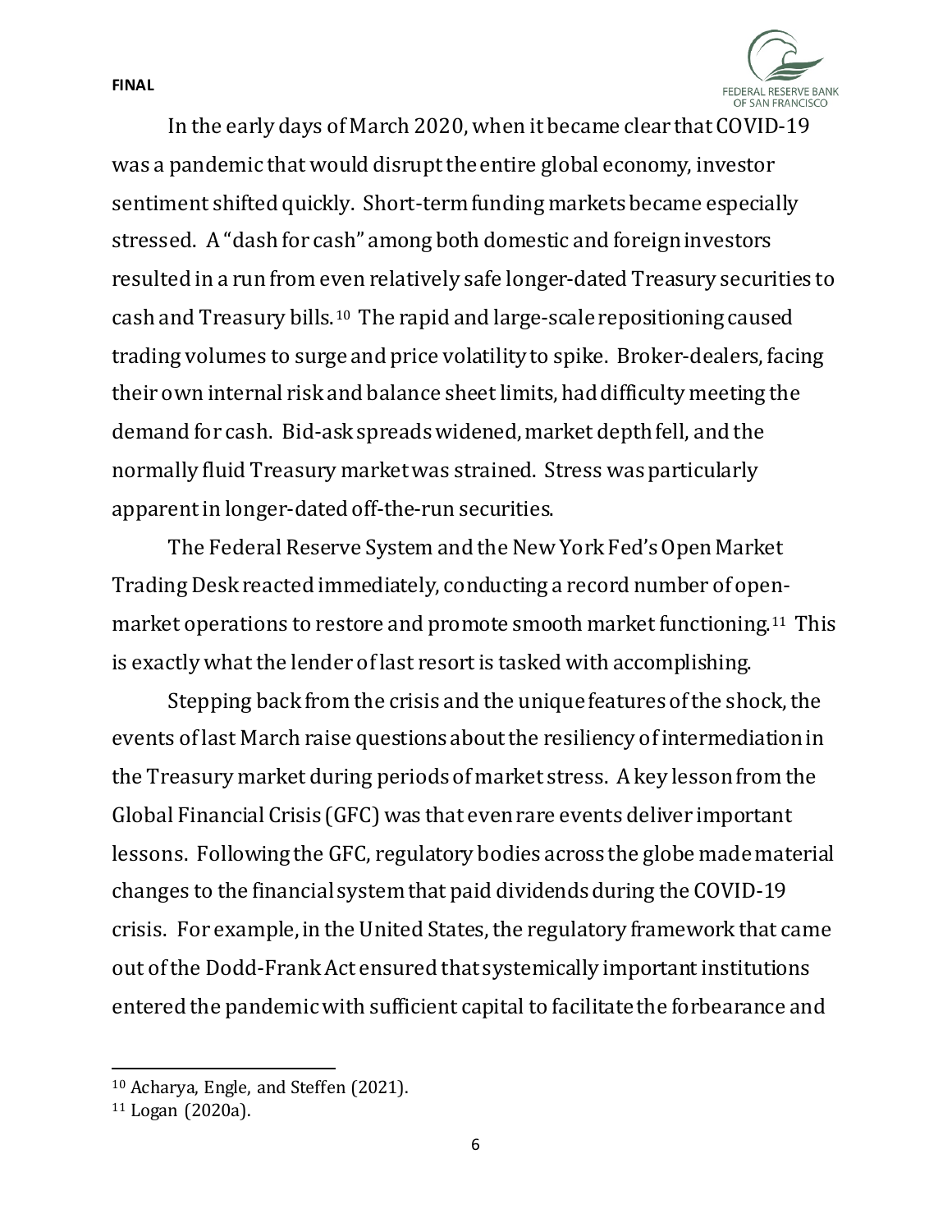In the early days of March 2020, when it became clear that COVID-19 was a pandemic that would disrupt the entire global economy, investor sentiment shifted quickly. Short-term funding markets became especially stressed. A "dash for cash" among both domestic and foreign investors resulted in a run from even relatively safe longer-dated Treasury securities to cash and Treasury bills.[10] The rapid and large-scale repositioning caused trading volumes to surge and price volatility to spike. Broker-dealers, facing their own internal risk and balance sheet limits, had difficulty meeting the demand for cash. Bid-ask spreads widened, market depth fell, and the normally fluid Treasury market was strained. Stress was particularly apparent in longer-dated off-the-run securities.

The Federal Reserve System and the New York Fed's Open Market Trading Desk reacted immediately, conducting a record number of open-market operations to restore and promote smooth market functioning.[11] This is exactly what the lender of last resort is tasked with accomplishing.

Stepping back from the crisis and the unique features of the shock, the events of last March raise questions about the resiliency of intermediation in the Treasury market during periods of market stress. A key lesson from the Global Financial Crisis (GFC) was that even rare events deliver important lessons. Following the GFC, regulatory bodies across the globe made material changes to the financial system that paid dividends during the COVID-19 crisis. For example, in the United States, the regulatory framework that came out of the Dodd-Frank Act ensured that systemically important institutions entered the pandemic with sufficient capital to facilitate the forbearance and

[10] Acharya, Engle, and Steffen (2021).

[11] Logan (2020a).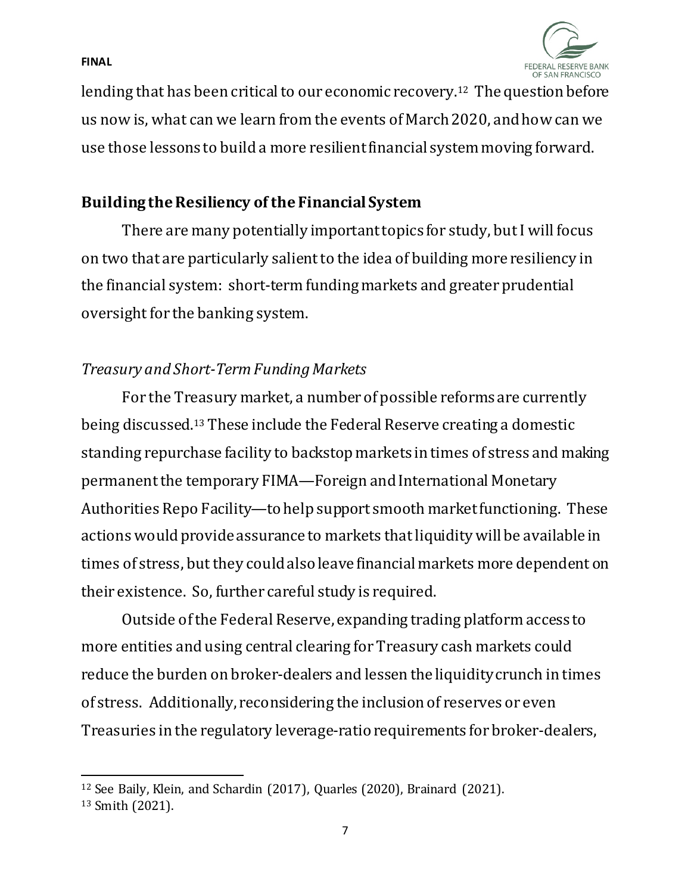lending that has been critical to our economic recovery.[12] The question before us now is, what can we learn from the events of March 2020, and how can we use those lessons to build a more resilient financial system moving forward.

## Building the Resiliency of the Financial System

There are many potentially important topics for study, but I will focus on two that are particularly salient to the idea of building more resiliency in the financial system: short-term funding markets and greater prudential oversight for the banking system.

### *Treasury and Short-Term Funding Markets*

For the Treasury market, a number of possible reforms are currently being discussed.[13] These include the Federal Reserve creating a domestic standing repurchase facility to backstop markets in times of stress and making permanent the temporary FIMA—Foreign and International Monetary Authorities Repo Facility—to help support smooth market functioning. These actions would provide assurance to markets that liquidity will be available in times of stress, but they could also leave financial markets more dependent on their existence. So, further careful study is required.

Outside of the Federal Reserve, expanding trading platform access to more entities and using central clearing for Treasury cash markets could reduce the burden on broker-dealers and lessen the liquidity crunch in times of stress. Additionally, reconsidering the inclusion of reserves or even Treasuries in the regulatory leverage-ratio requirements for broker-dealers,

---

[12] See Baily, Klein, and Schardin (2017), Quarles (2020), Brainard (2021).

[13] Smith (2021).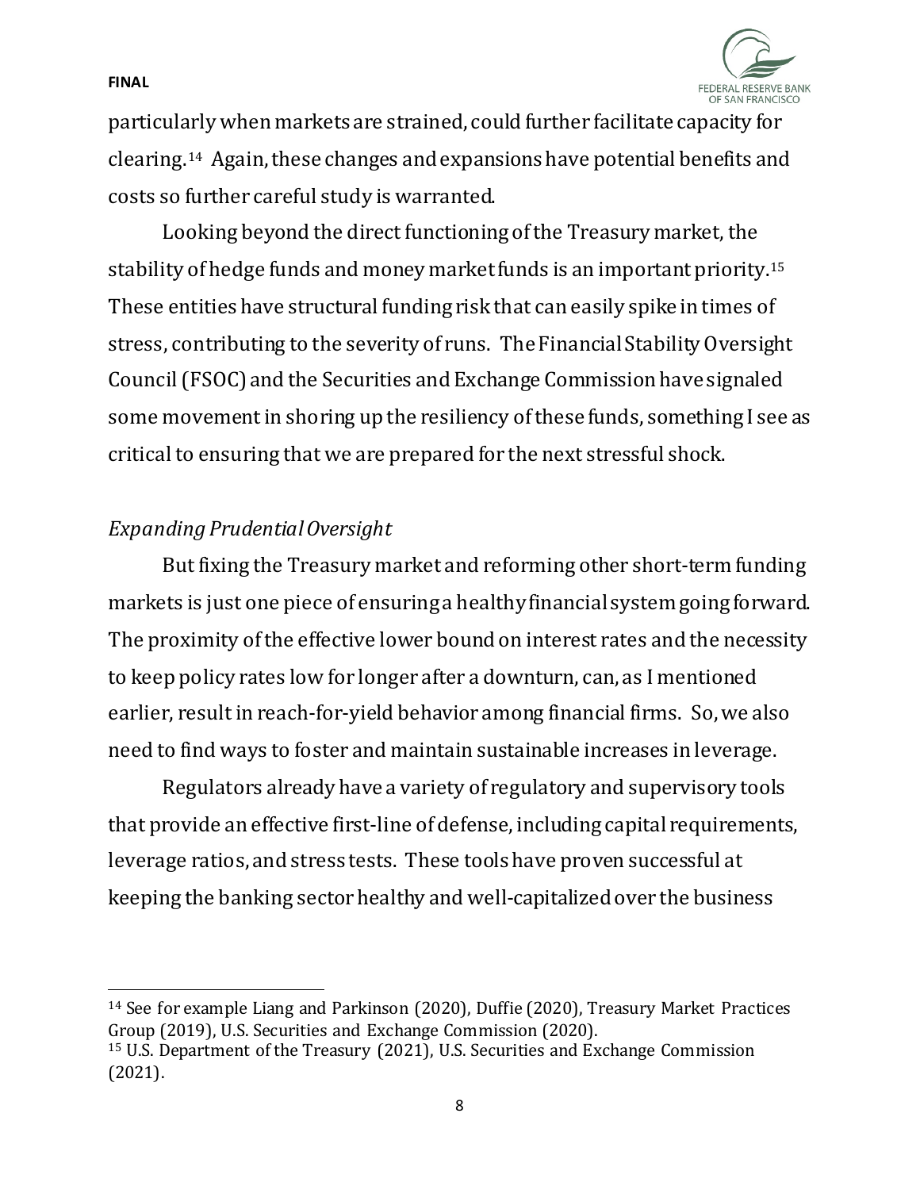particularly when markets are strained, could further facilitate capacity for clearing.[14] Again, these changes and expansions have potential benefits and costs so further careful study is warranted.

Looking beyond the direct functioning of the Treasury market, the stability of hedge funds and money market funds is an important priority.[15] These entities have structural funding risk that can easily spike in times of stress, contributing to the severity of runs. The Financial Stability Oversight Council (FSOC) and the Securities and Exchange Commission have signaled some movement in shoring up the resiliency of these funds, something I see as critical to ensuring that we are prepared for the next stressful shock.

*Expanding Prudential Oversight*

But fixing the Treasury market and reforming other short-term funding markets is just one piece of ensuring a healthy financial system going forward. The proximity of the effective lower bound on interest rates and the necessity to keep policy rates low for longer after a downturn, can, as I mentioned earlier, result in reach-for-yield behavior among financial firms. So, we also need to find ways to foster and maintain sustainable increases in leverage.

Regulators already have a variety of regulatory and supervisory tools that provide an effective first-line of defense, including capital requirements, leverage ratios, and stress tests. These tools have proven successful at keeping the banking sector healthy and well-capitalized over the business

---

[14] See for example Liang and Parkinson (2020), Duffie (2020), Treasury Market Practices Group (2019), U.S. Securities and Exchange Commission (2020).

[15] U.S. Department of the Treasury (2021), U.S. Securities and Exchange Commission (2021).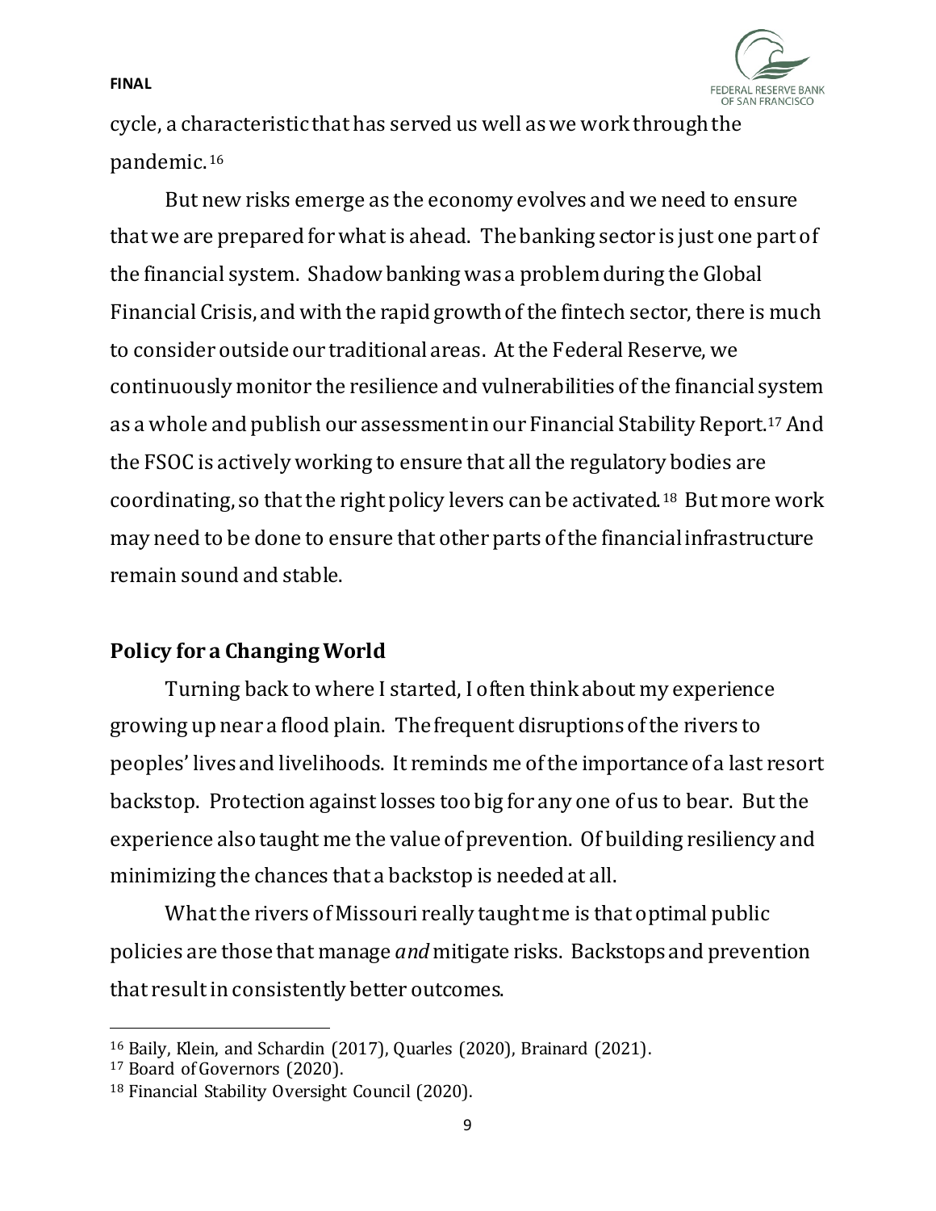cycle, a characteristic that has served us well as we work through the pandemic.[16]

But new risks emerge as the economy evolves and we need to ensure that we are prepared for what is ahead. The banking sector is just one part of the financial system. Shadow banking was a problem during the Global Financial Crisis, and with the rapid growth of the fintech sector, there is much to consider outside our traditional areas. At the Federal Reserve, we continuously monitor the resilience and vulnerabilities of the financial system as a whole and publish our assessment in our Financial Stability Report.[17] And the FSOC is actively working to ensure that all the regulatory bodies are coordinating, so that the right policy levers can be activated.[18] But more work may need to be done to ensure that other parts of the financial infrastructure remain sound and stable.

## Policy for a Changing World

Turning back to where I started, I often think about my experience growing up near a flood plain. The frequent disruptions of the rivers to peoples' lives and livelihoods. It reminds me of the importance of a last resort backstop. Protection against losses too big for any one of us to bear. But the experience also taught me the value of prevention. Of building resiliency and minimizing the chances that a backstop is needed at all.

What the rivers of Missouri really taught me is that optimal public policies are those that manage *and* mitigate risks. Backstops and prevention that result in consistently better outcomes.

---

[16] Baily, Klein, and Schardin (2017), Quarles (2020), Brainard (2021).

[17] Board of Governors (2020).

[18] Financial Stability Oversight Council (2020).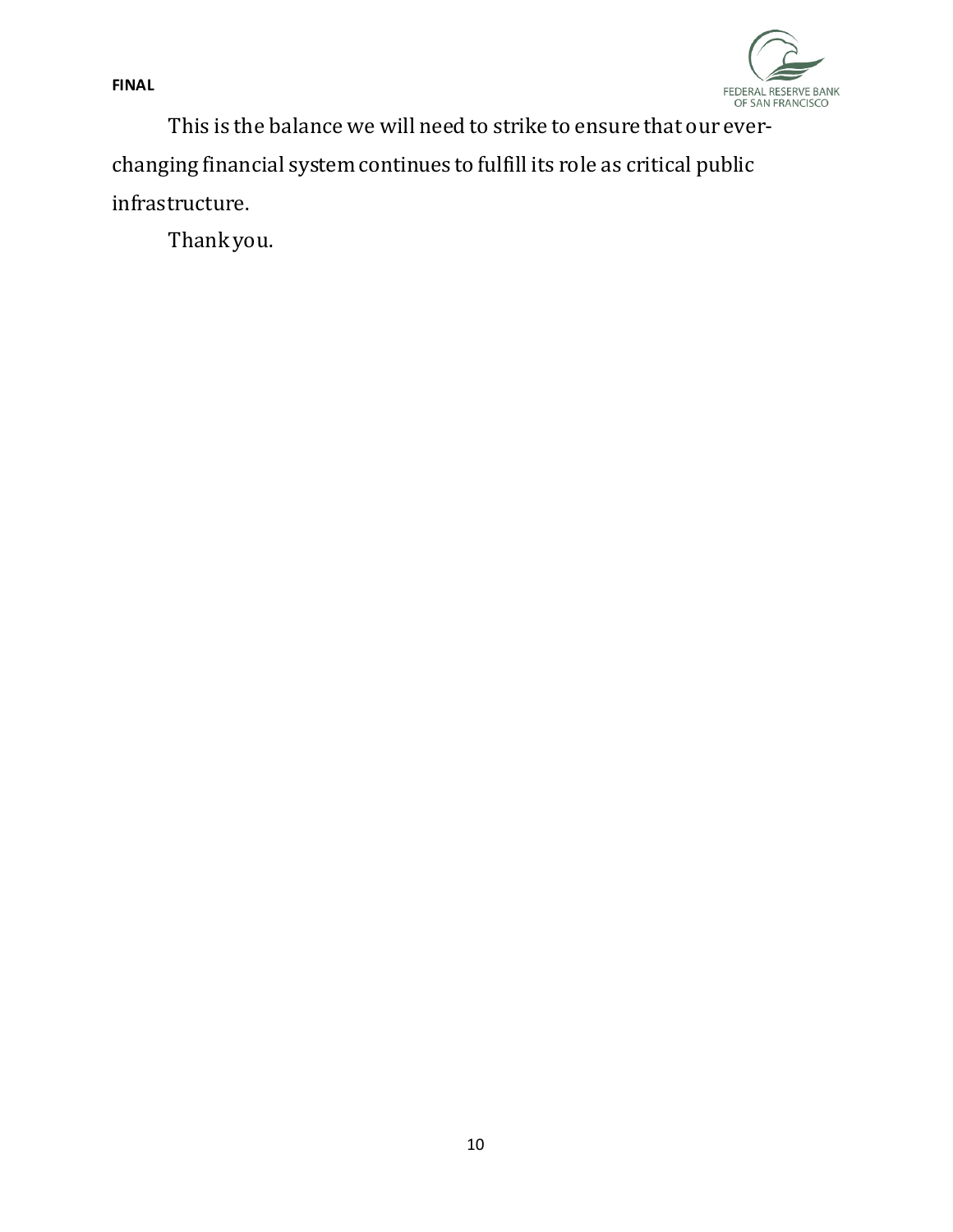This is the balance we will need to strike to ensure that our ever-changing financial system continues to fulfill its role as critical public infrastructure.

Thank you.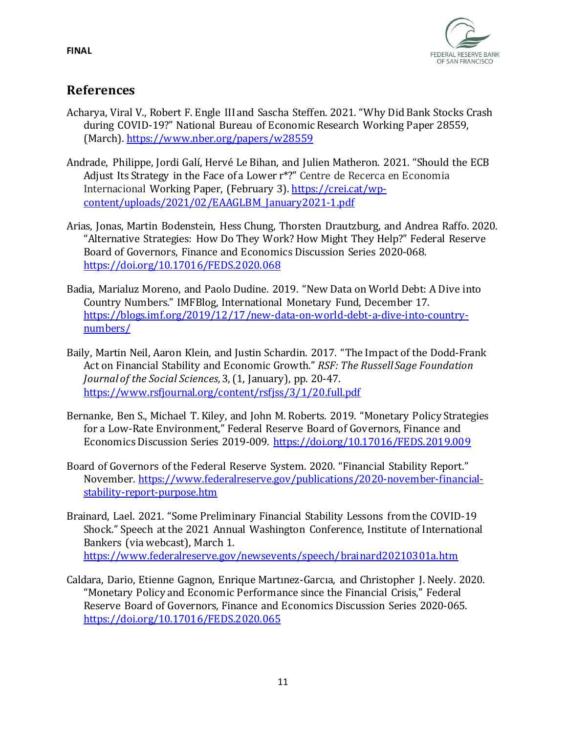## References

Acharya, Viral V., Robert F. Engle III and Sascha Steffen. 2021. "Why Did Bank Stocks Crash during COVID-19?" National Bureau of Economic Research Working Paper 28559, (March). https://www.nber.org/papers/w28559

Andrade, Philippe, Jordi Galí, Hervé Le Bihan, and Julien Matheron. 2021. "Should the ECB Adjust Its Strategy in the Face of a Lower r*?" Centre de Recerca en Economia Internacional Working Paper, (February 3). https://crei.cat/wp-content/uploads/2021/02/EAAGLBM_January2021-1.pdf

Arias, Jonas, Martin Bodenstein, Hess Chung, Thorsten Drautzburg, and Andrea Raffo. 2020. "Alternative Strategies: How Do They Work? How Might They Help?" Federal Reserve Board of Governors, Finance and Economics Discussion Series 2020-068. https://doi.org/10.17016/FEDS.2020.068

Badia, Marialuz Moreno, and Paolo Dudine. 2019. "New Data on World Debt: A Dive into Country Numbers." IMFBlog, International Monetary Fund, December 17. https://blogs.imf.org/2019/12/17/new-data-on-world-debt-a-dive-into-country-numbers/

Baily, Martin Neil, Aaron Klein, and Justin Schardin. 2017. "The Impact of the Dodd-Frank Act on Financial Stability and Economic Growth." *RSF: The Russell Sage Foundation Journal of the Social Sciences,* 3, (1, January), pp. 20-47. https://www.rsfjournal.org/content/rsfjss/3/1/20.full.pdf

Bernanke, Ben S., Michael T. Kiley, and John M. Roberts. 2019. "Monetary Policy Strategies for a Low-Rate Environment," Federal Reserve Board of Governors, Finance and Economics Discussion Series 2019-009. https://doi.org/10.17016/FEDS.2019.009

Board of Governors of the Federal Reserve System. 2020. "Financial Stability Report." November. https://www.federalreserve.gov/publications/2020-november-financial-stability-report-purpose.htm

Brainard, Lael. 2021. "Some Preliminary Financial Stability Lessons from the COVID-19 Shock." Speech at the 2021 Annual Washington Conference, Institute of International Bankers (via webcast), March 1. https://www.federalreserve.gov/newsevents/speech/brainard20210301a.htm

Caldara, Dario, Etienne Gagnon, Enrique Martınez-Garcıa, and Christopher J. Neely. 2020. "Monetary Policy and Economic Performance since the Financial Crisis," Federal Reserve Board of Governors, Finance and Economics Discussion Series 2020-065. https://doi.org/10.17016/FEDS.2020.065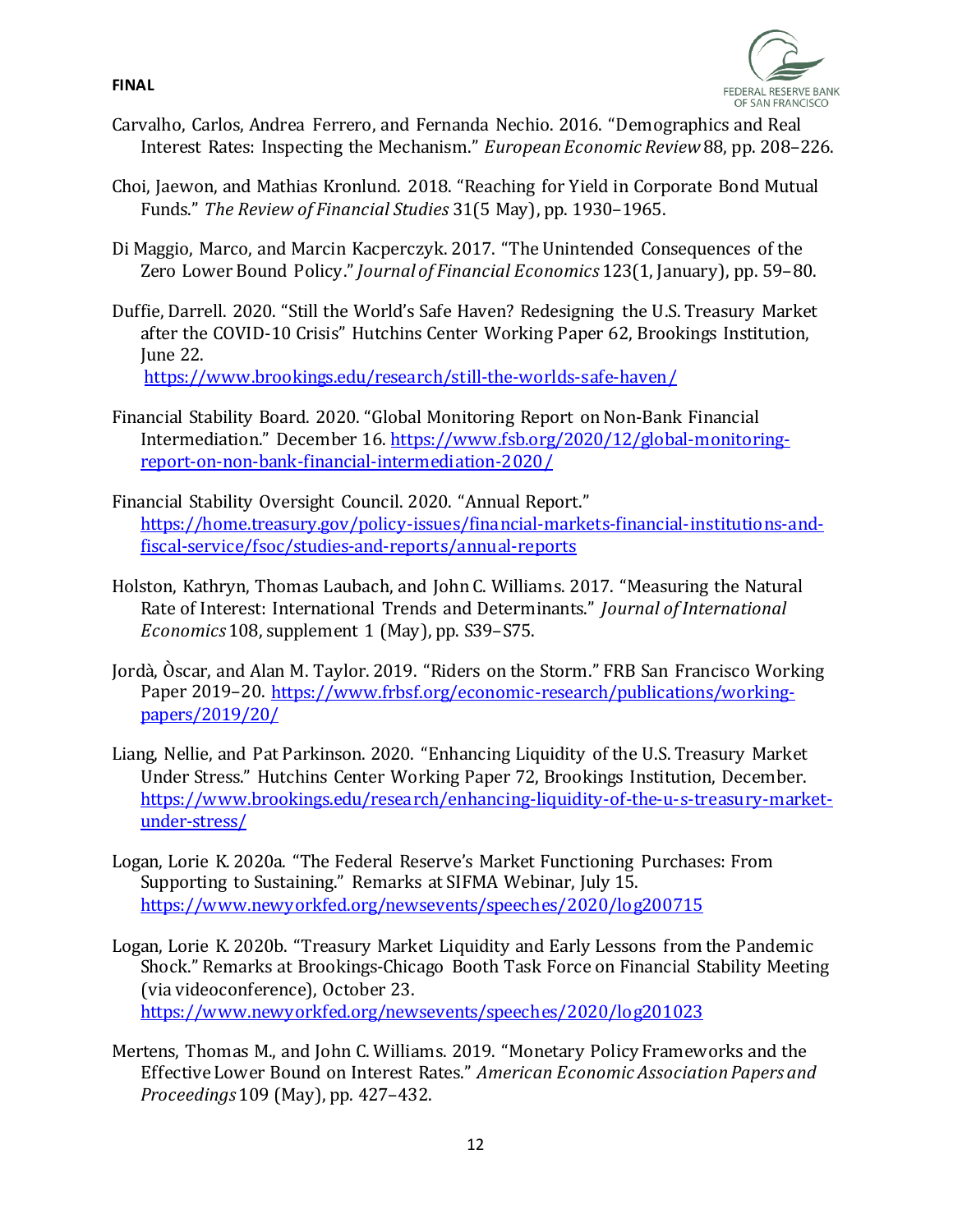Carvalho, Carlos, Andrea Ferrero, and Fernanda Nechio. 2016. "Demographics and Real Interest Rates: Inspecting the Mechanism." *European Economic Review* 88, pp. 208–226.

Choi, Jaewon, and Mathias Kronlund. 2018. "Reaching for Yield in Corporate Bond Mutual Funds." *The Review of Financial Studies* 31(5 May), pp. 1930–1965.

Di Maggio, Marco, and Marcin Kacperczyk. 2017. "The Unintended Consequences of the Zero Lower Bound Policy." *Journal of Financial Economics* 123(1, January), pp. 59–80.

Duffie, Darrell. 2020. "Still the World's Safe Haven? Redesigning the U.S. Treasury Market after the COVID-10 Crisis" Hutchins Center Working Paper 62, Brookings Institution, June 22. https://www.brookings.edu/research/still-the-worlds-safe-haven/

Financial Stability Board. 2020. "Global Monitoring Report on Non-Bank Financial Intermediation." December 16. https://www.fsb.org/2020/12/global-monitoring-report-on-non-bank-financial-intermediation-2020/

Financial Stability Oversight Council. 2020. "Annual Report." https://home.treasury.gov/policy-issues/financial-markets-financial-institutions-and-fiscal-service/fsoc/studies-and-reports/annual-reports

Holston, Kathryn, Thomas Laubach, and John C. Williams. 2017. "Measuring the Natural Rate of Interest: International Trends and Determinants." *Journal of International Economics* 108, supplement 1 (May), pp. S39–S75.

Jordà, Òscar, and Alan M. Taylor. 2019. "Riders on the Storm." FRB San Francisco Working Paper 2019–20. https://www.frbsf.org/economic-research/publications/working-papers/2019/20/

Liang, Nellie, and Pat Parkinson. 2020. "Enhancing Liquidity of the U.S. Treasury Market Under Stress." Hutchins Center Working Paper 72, Brookings Institution, December. https://www.brookings.edu/research/enhancing-liquidity-of-the-u-s-treasury-market-under-stress/

Logan, Lorie K. 2020a. "The Federal Reserve's Market Functioning Purchases: From Supporting to Sustaining." Remarks at SIFMA Webinar, July 15. https://www.newyorkfed.org/newsevents/speeches/2020/log200715

Logan, Lorie K. 2020b. "Treasury Market Liquidity and Early Lessons from the Pandemic Shock." Remarks at Brookings-Chicago Booth Task Force on Financial Stability Meeting (via videoconference), October 23. https://www.newyorkfed.org/newsevents/speeches/2020/log201023

Mertens, Thomas M., and John C. Williams. 2019. "Monetary Policy Frameworks and the Effective Lower Bound on Interest Rates." *American Economic Association Papers and Proceedings* 109 (May), pp. 427–432.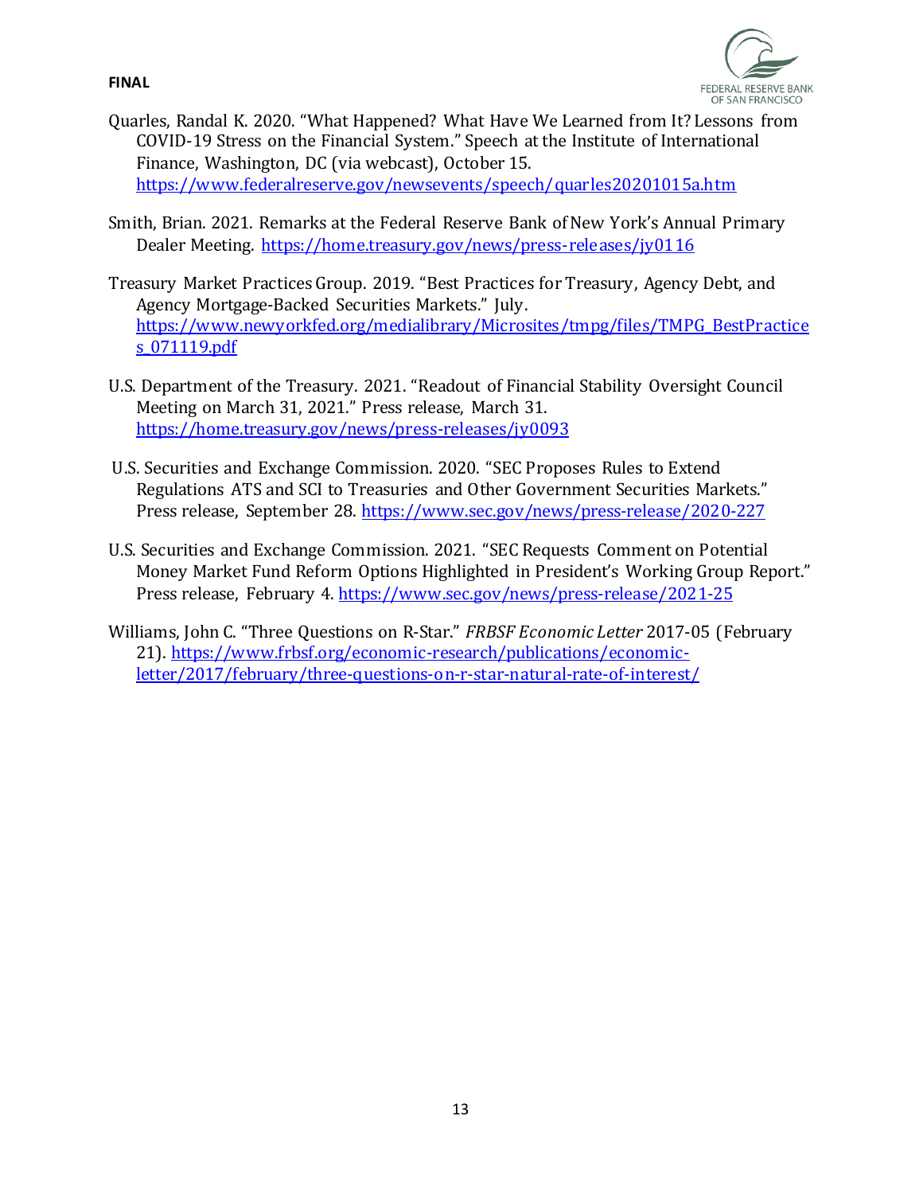Quarles, Randal K. 2020. "What Happened? What Have We Learned from It? Lessons from COVID-19 Stress on the Financial System." Speech at the Institute of International Finance, Washington, DC (via webcast), October 15. https://www.federalreserve.gov/newsevents/speech/quarles20201015a.htm

Smith, Brian. 2021. Remarks at the Federal Reserve Bank of New York's Annual Primary Dealer Meeting. https://home.treasury.gov/news/press-releases/jy0116

Treasury Market Practices Group. 2019. "Best Practices for Treasury, Agency Debt, and Agency Mortgage-Backed Securities Markets." July. https://www.newyorkfed.org/medialibrary/Microsites/tmpg/files/TMPG_BestPractices_071119.pdf

U.S. Department of the Treasury. 2021. "Readout of Financial Stability Oversight Council Meeting on March 31, 2021." Press release, March 31. https://home.treasury.gov/news/press-releases/jy0093

U.S. Securities and Exchange Commission. 2020. "SEC Proposes Rules to Extend Regulations ATS and SCI to Treasuries and Other Government Securities Markets." Press release, September 28. https://www.sec.gov/news/press-release/2020-227

U.S. Securities and Exchange Commission. 2021. "SEC Requests Comment on Potential Money Market Fund Reform Options Highlighted in President's Working Group Report." Press release, February 4. https://www.sec.gov/news/press-release/2021-25

Williams, John C. "Three Questions on R-Star." *FRBSF Economic Letter* 2017-05 (February 21). https://www.frbsf.org/economic-research/publications/economic-letter/2017/february/three-questions-on-r-star-natural-rate-of-interest/